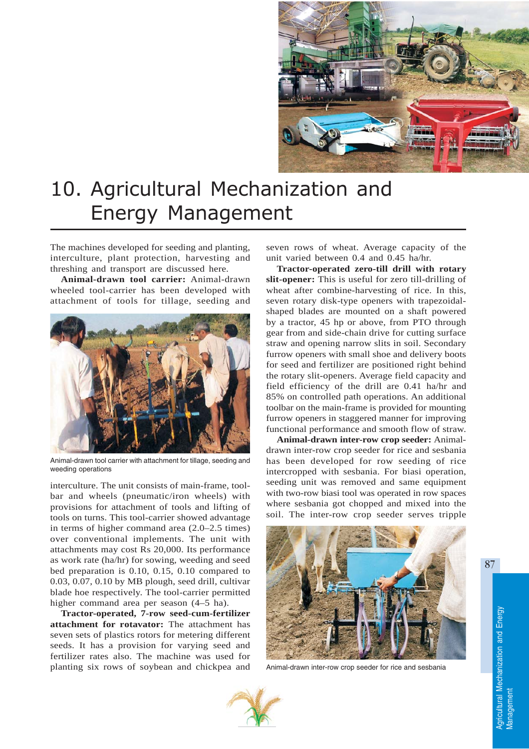# 10. Agricultural Mechanization and Energy Management

The machines developed for seeding and planting, interculture, plant protection, harvesting and threshing and transport are discussed here.

**Animal-drawn tool carrier:** Animal-drawn wheeled tool-carrier has been developed with attachment of tools for tillage, seeding and interculture. The unit consists of main-frame, tool-bar and wheels (pneumatic/iron wheels) with provisions for attachment of tools and lifting of tools on turns. This tool-carrier showed advantage in terms of higher command area (2.0–2.5 times) over conventional implements. The unit with attachments may cost Rs 20,000. Its performance as work rate (ha/hr) for sowing, weeding and seed bed preparation is 0.10, 0.15, 0.10 compared to 0.03, 0.07, 0.10 by MB plough, seed drill, cultivar blade hoe respectively. The tool-carrier permitted higher command area per season (4–5 ha).

Animal-drawn tool carrier with attachment for tillage, seeding and weeding operations

**Tractor-operated, 7-row seed-cum-fertilizer attachment for rotavator:** The attachment has seven sets of plastics rotors for metering different seeds. It has a provision for varying seed and fertilizer rates also. The machine was used for planting six rows of soybean and chickpea and seven rows of wheat. Average capacity of the unit varied between 0.4 and 0.45 ha/hr.

**Tractor-operated zero-till drill with rotary slit-opener:** This is useful for zero till-drilling of wheat after combine-harvesting of rice. In this, seven rotary disk-type openers with trapezoidal-shaped blades are mounted on a shaft powered by a tractor, 45 hp or above, from PTO through gear from and side-chain drive for cutting surface straw and opening narrow slits in soil. Secondary furrow openers with small shoe and delivery boots for seed and fertilizer are positioned right behind the rotary slit-openers. Average field capacity and field efficiency of the drill are 0.41 ha/hr and 85% on controlled path operations. An additional toolbar on the main-frame is provided for mounting furrow openers in staggered manner for improving functional performance and smooth flow of straw.

**Animal-drawn inter-row crop seeder:** Animal-drawn inter-row crop seeder for rice and sesbania has been developed for row seeding of rice intercropped with sesbania. For biasi operation, seeding unit was removed and same equipment with two-row biasi tool was operated in row spaces where sesbania got chopped and mixed into the soil. The inter-row crop seeder serves tripple

Animal-drawn inter-row crop seeder for rice and sesbania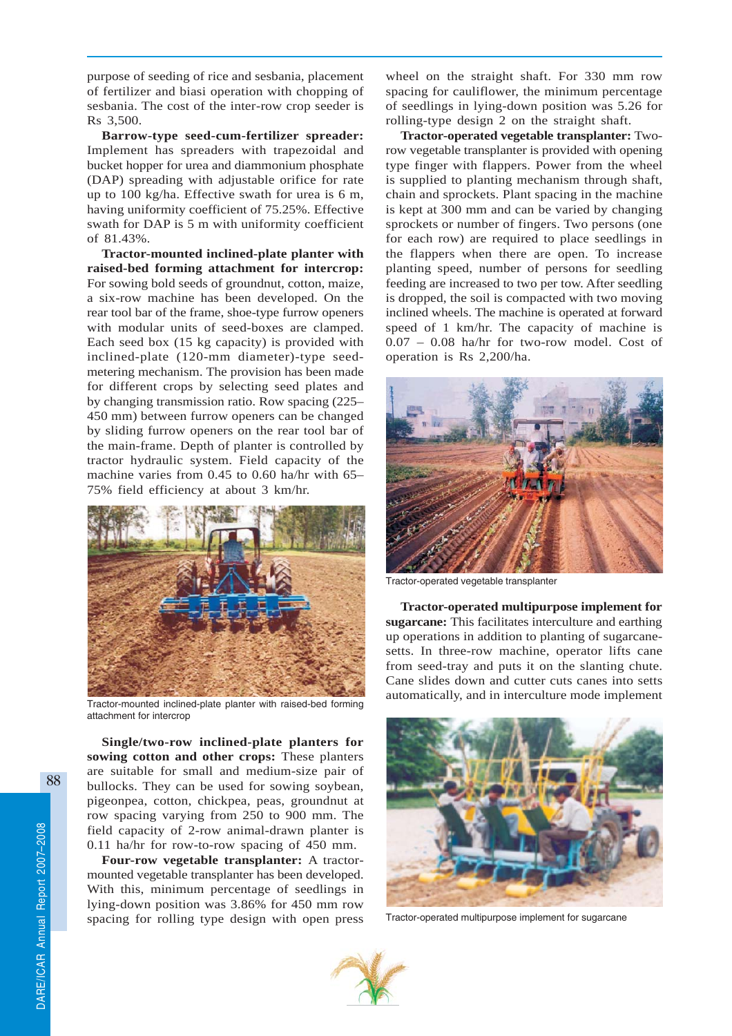purpose of seeding of rice and sesbania, placement of fertilizer and biasi operation with chopping of sesbania. The cost of the inter-row crop seeder is Rs 3,500.

**Barrow-type seed-cum-fertilizer spreader:** Implement has spreaders with trapezoidal and bucket hopper for urea and diammonium phosphate (DAP) spreading with adjustable orifice for rate up to 100 kg/ha. Effective swath for urea is 6 m, having uniformity coefficient of 75.25%. Effective swath for DAP is 5 m with uniformity coefficient of 81.43%.

**Tractor-mounted inclined-plate planter with raised-bed forming attachment for intercrop:** For sowing bold seeds of groundnut, cotton, maize, a six-row machine has been developed. On the rear tool bar of the frame, shoe-type furrow openers with modular units of seed-boxes are clamped. Each seed box (15 kg capacity) is provided with inclined-plate (120-mm diameter)-type seed-metering mechanism. The provision has been made for different crops by selecting seed plates and by changing transmission ratio. Row spacing (225–450 mm) between furrow openers can be changed by sliding furrow openers on the rear tool bar of the main-frame. Depth of planter is controlled by tractor hydraulic system. Field capacity of the machine varies from 0.45 to 0.60 ha/hr with 65–75% field efficiency at about 3 km/hr.

Tractor-mounted inclined-plate planter with raised-bed forming attachment for intercrop

**Single/two-row inclined-plate planters for sowing cotton and other crops:** These planters are suitable for small and medium-size pair of bullocks. They can be used for sowing soybean, pigeonpea, cotton, chickpea, peas, groundnut at row spacing varying from 250 to 900 mm. The field capacity of 2-row animal-drawn planter is 0.11 ha/hr for row-to-row spacing of 450 mm.

**Four-row vegetable transplanter:** A tractor-mounted vegetable transplanter has been developed. With this, minimum percentage of seedlings in lying-down position was 3.86% for 450 mm row spacing for rolling type design with open press wheel on the straight shaft. For 330 mm row spacing for cauliflower, the minimum percentage of seedlings in lying-down position was 5.26 for rolling-type design 2 on the straight shaft.

**Tractor-operated vegetable transplanter:** Two-row vegetable transplanter is provided with opening type finger with flappers. Power from the wheel is supplied to planting mechanism through shaft, chain and sprockets. Plant spacing in the machine is kept at 300 mm and can be varied by changing sprockets or number of fingers. Two persons (one for each row) are required to place seedlings in the flappers when there are open. To increase planting speed, number of persons for seedling feeding are increased to two per tow. After seedling is dropped, the soil is compacted with two moving inclined wheels. The machine is operated at forward speed of 1 km/hr. The capacity of machine is 0.07 – 0.08 ha/hr for two-row model. Cost of operation is Rs 2,200/ha.

Tractor-operated vegetable transplanter

**Tractor-operated multipurpose implement for sugarcane:** This facilitates interculture and earthing up operations in addition to planting of sugarcane-setts. In three-row machine, operator lifts cane from seed-tray and puts it on the slanting chute. Cane slides down and cutter cuts canes into setts automatically, and in interculture mode implement

Tractor-operated multipurpose implement for sugarcane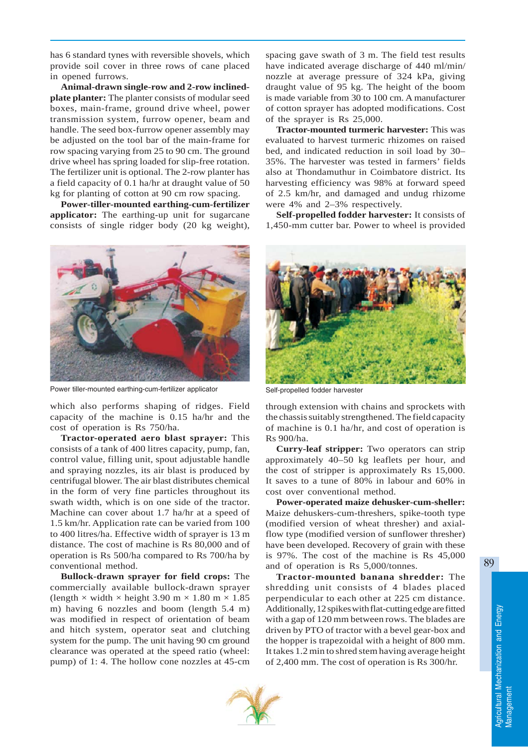has 6 standard tynes with reversible shovels, which provide soil cover in three rows of cane placed in opened furrows.

**Animal-drawn single-row and 2-row inclined-plate planter:** The planter consists of modular seed boxes, main-frame, ground drive wheel, power transmission system, furrow opener, beam and handle. The seed box-furrow opener assembly may be adjusted on the tool bar of the main-frame for row spacing varying from 25 to 90 cm. The ground drive wheel has spring loaded for slip-free rotation. The fertilizer unit is optional. The 2-row planter has a field capacity of 0.1 ha/hr at draught value of 50 kg for planting of cotton at 90 cm row spacing.

**Power-tiller-mounted earthing-cum-fertilizer applicator:** The earthing-up unit for sugarcane consists of single ridger body (20 kg weight), which also performs shaping of ridges. Field capacity of the machine is 0.15 ha/hr and the cost of operation is Rs 750/ha.

Power tiller-mounted earthing-cum-fertilizer applicator

**Tractor-operated aero blast sprayer:** This consists of a tank of 400 litres capacity, pump, fan, control value, filling unit, spout adjustable handle and spraying nozzles, its air blast is produced by centrifugal blower. The air blast distributes chemical in the form of very fine particles throughout its swath width, which is on one side of the tractor. Machine can cover about 1.7 ha/hr at a speed of 1.5 km/hr. Application rate can be varied from 100 to 400 litres/ha. Effective width of sprayer is 13 m distance. The cost of machine is Rs 80,000 and of operation is Rs 500/ha compared to Rs 700/ha by conventional method.

**Bullock-drawn sprayer for field crops:** The commercially available bullock-drawn sprayer (length × width × height 3.90 m × 1.80 m × 1.85 m) having 6 nozzles and boom (length 5.4 m) was modified in respect of orientation of beam and hitch system, operator seat and clutching system for the pump. The unit having 90 cm ground clearance was operated at the speed ratio (wheel: pump) of 1: 4. The hollow cone nozzles at 45-cm spacing gave swath of 3 m. The field test results have indicated average discharge of 440 ml/min/nozzle at average pressure of 324 kPa, giving draught value of 95 kg. The height of the boom is made variable from 30 to 100 cm. A manufacturer of cotton sprayer has adopted modifications. Cost of the sprayer is Rs 25,000.

**Tractor-mounted turmeric harvester:** This was evaluated to harvest turmeric rhizomes on raised bed, and indicated reduction in soil load by 30–35%. The harvester was tested in farmers' fields also at Thondamuthur in Coimbatore district. Its harvesting efficiency was 98% at forward speed of 2.5 km/hr, and damaged and undug rhizome were 4% and 2–3% respectively.

**Self-propelled fodder harvester:** It consists of 1,450-mm cutter bar. Power to wheel is provided through extension with chains and sprockets with the chassis suitably strengthened. The field capacity of machine is 0.1 ha/hr, and cost of operation is Rs 900/ha.

Self-propelled fodder harvester

**Curry-leaf stripper:** Two operators can strip approximately 40–50 kg leaflets per hour, and the cost of stripper is approximately Rs 15,000. It saves to a tune of 80% in labour and 60% in cost over conventional method.

**Power-operated maize dehusker-cum-sheller:** Maize dehuskers-cum-threshers, spike-tooth type (modified version of wheat thresher) and axial-flow type (modified version of sunflower thresher) have been developed. Recovery of grain with these is 97%. The cost of the machine is Rs 45,000 and of operation is Rs 5,000/tonnes.

**Tractor-mounted banana shredder:** The shredding unit consists of 4 blades placed perpendicular to each other at 225 cm distance. Additionally, 12 spikes with flat-cutting edge are fitted with a gap of 120 mm between rows. The blades are driven by PTO of tractor with a bevel gear-box and the hopper is trapezoidal with a height of 800 mm. It takes 1.2 min to shred stem having average height of 2,400 mm. The cost of operation is Rs 300/hr.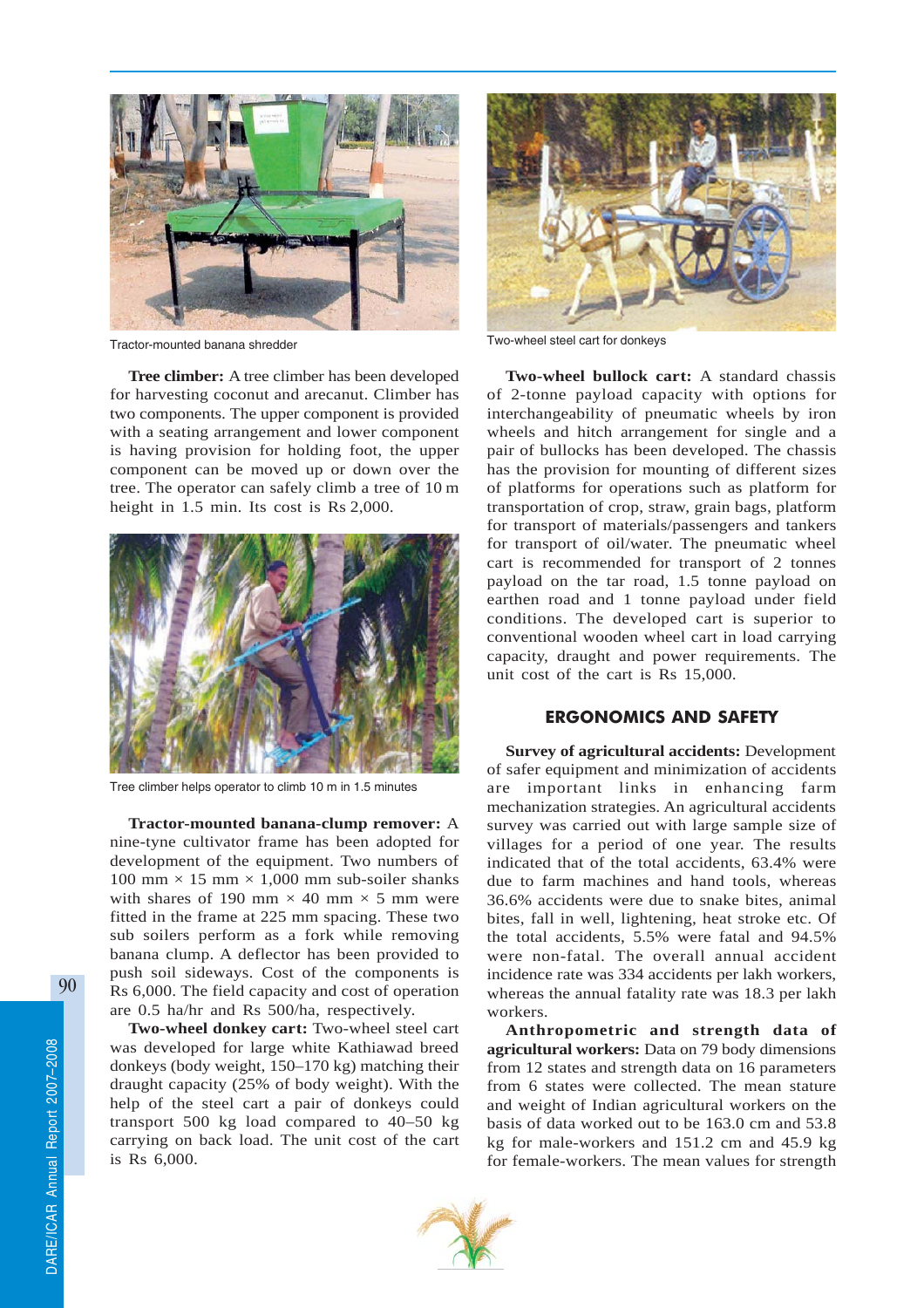Tractor-mounted banana shredder

**Tree climber:** A tree climber has been developed for harvesting coconut and arecanut. Climber has two components. The upper component is provided with a seating arrangement and lower component is having provision for holding foot, the upper component can be moved up or down over the tree. The operator can safely climb a tree of 10 m height in 1.5 min. Its cost is Rs 2,000.

Tree climber helps operator to climb 10 m in 1.5 minutes

**Tractor-mounted banana-clump remover:** A nine-tyne cultivator frame has been adopted for development of the equipment. Two numbers of 100 mm × 15 mm × 1,000 mm sub-soiler shanks with shares of 190 mm × 40 mm × 5 mm were fitted in the frame at 225 mm spacing. These two sub soilers perform as a fork while removing banana clump. A deflector has been provided to push soil sideways. Cost of the components is Rs 6,000. The field capacity and cost of operation are 0.5 ha/hr and Rs 500/ha, respectively.

**Two-wheel donkey cart:** Two-wheel steel cart was developed for large white Kathiawad breed donkeys (body weight, 150–170 kg) matching their draught capacity (25% of body weight). With the help of the steel cart a pair of donkeys could transport 500 kg load compared to 40–50 kg carrying on back load. The unit cost of the cart is Rs 6,000.

Two-wheel steel cart for donkeys

**Two-wheel bullock cart:** A standard chassis of 2-tonne payload capacity with options for interchangeability of pneumatic wheels by iron wheels and hitch arrangement for single and a pair of bullocks has been developed. The chassis has the provision for mounting of different sizes of platforms for operations such as platform for transportation of crop, straw, grain bags, platform for transport of materials/passengers and tankers for transport of oil/water. The pneumatic wheel cart is recommended for transport of 2 tonnes payload on the tar road, 1.5 tonne payload on earthen road and 1 tonne payload under field conditions. The developed cart is superior to conventional wooden wheel cart in load carrying capacity, draught and power requirements. The unit cost of the cart is Rs 15,000.

## ERGONOMICS AND SAFETY

**Survey of agricultural accidents:** Development of safer equipment and minimization of accidents are important links in enhancing farm mechanization strategies. An agricultural accidents survey was carried out with large sample size of villages for a period of one year. The results indicated that of the total accidents, 63.4% were due to farm machines and hand tools, whereas 36.6% accidents were due to snake bites, animal bites, fall in well, lightening, heat stroke etc. Of the total accidents, 5.5% were fatal and 94.5% were non-fatal. The overall annual accident incidence rate was 334 accidents per lakh workers, whereas the annual fatality rate was 18.3 per lakh workers.

**Anthropometric and strength data of agricultural workers:** Data on 79 body dimensions from 12 states and strength data on 16 parameters from 6 states were collected. The mean stature and weight of Indian agricultural workers on the basis of data worked out to be 163.0 cm and 53.8 kg for male-workers and 151.2 cm and 45.9 kg for female-workers. The mean values for strength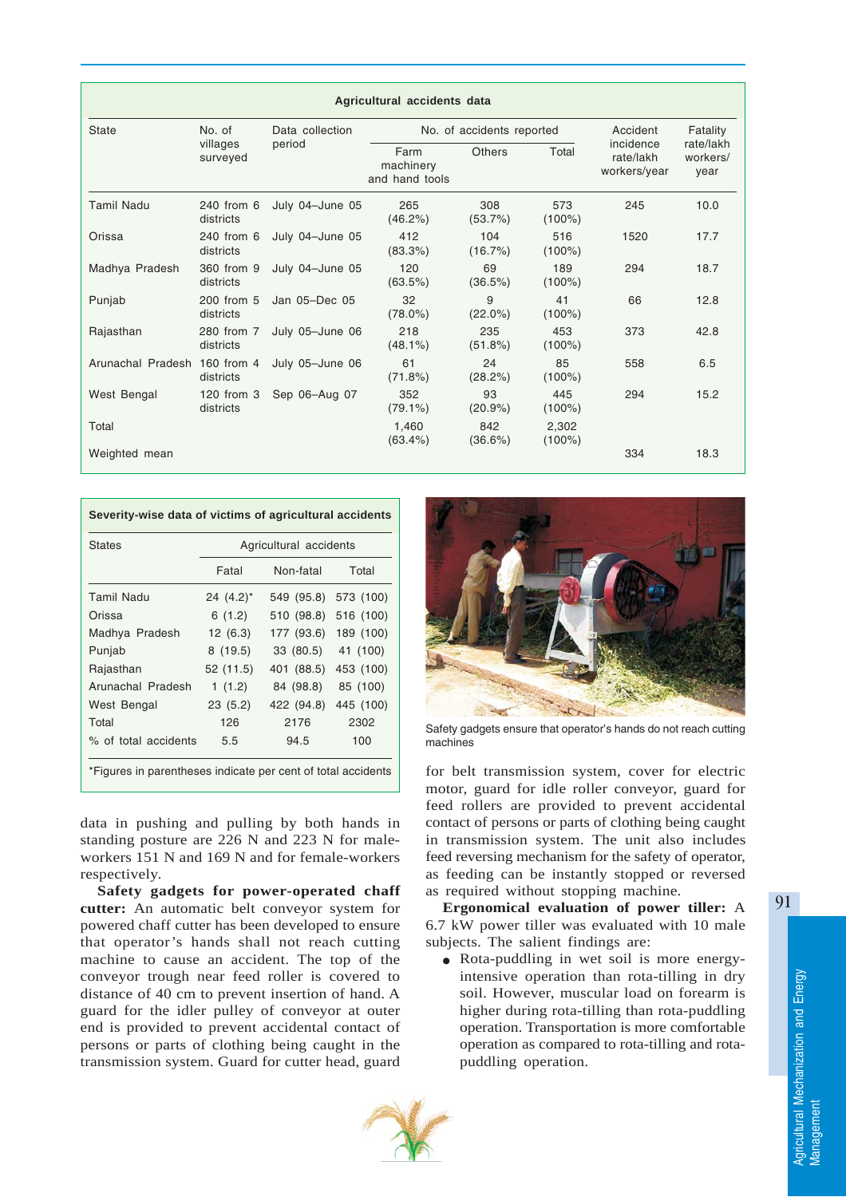**Agricultural accidents data**

| State | No. of villages surveyed | Data collection period | No. of accidents reported | | | Accident incidence rate/lakh workers/year | Fatality rate/lakh workers/ year |
|---|---|---|---|---|---|---|---|
| | | | Farm machinery and hand tools | Others | Total | | |
| Tamil Nadu | 240 from 6 districts | July 04–June 05 | 265 (46.2%) | 308 (53.7%) | 573 (100%) | 245 | 10.0 |
| Orissa | 240 from 6 districts | July 04–June 05 | 412 (83.3%) | 104 (16.7%) | 516 (100%) | 1520 | 17.7 |
| Madhya Pradesh | 360 from 9 districts | July 04–June 05 | 120 (63.5%) | 69 (36.5%) | 189 (100%) | 294 | 18.7 |
| Punjab | 200 from 5 districts | Jan 05–Dec 05 | 32 (78.0%) | 9 (22.0%) | 41 (100%) | 66 | 12.8 |
| Rajasthan | 280 from 7 districts | July 05–June 06 | 218 (48.1%) | 235 (51.8%) | 453 (100%) | 373 | 42.8 |
| Arunachal Pradesh | 160 from 4 districts | July 05–June 06 | 61 (71.8%) | 24 (28.2%) | 85 (100%) | 558 | 6.5 |
| West Bengal | 120 from 3 districts | Sep 06–Aug 07 | 352 (79.1%) | 93 (20.9%) | 445 (100%) | 294 | 15.2 |
| Total | | | 1,460 (63.4%) | 842 (36.6%) | 2,302 (100%) | | |
| Weighted mean | | | | | | 334 | 18.3 |

**Severity-wise data of victims of agricultural accidents**

| States | Agricultural accidents | | |
|---|---|---|---|
| | Fatal | Non-fatal | Total |
| Tamil Nadu | 24 (4.2)* | 549 (95.8) | 573 (100) |
| Orissa | 6 (1.2) | 510 (98.8) | 516 (100) |
| Madhya Pradesh | 12 (6.3) | 177 (93.6) | 189 (100) |
| Punjab | 8 (19.5) | 33 (80.5) | 41 (100) |
| Rajasthan | 52 (11.5) | 401 (88.5) | 453 (100) |
| Arunachal Pradesh | 1 (1.2) | 84 (98.8) | 85 (100) |
| West Bengal | 23 (5.2) | 422 (94.8) | 445 (100) |
| Total | 126 | 2176 | 2302 |
| % of total accidents | 5.5 | 94.5 | 100 |

*Figures in parentheses indicate per cent of total accidents

data in pushing and pulling by both hands in standing posture are 226 N and 223 N for male-workers 151 N and 169 N and for female-workers respectively.

**Safety gadgets for power-operated chaff cutter:** An automatic belt conveyor system for powered chaff cutter has been developed to ensure that operator's hands shall not reach cutting machine to cause an accident. The top of the conveyor trough near feed roller is covered to distance of 40 cm to prevent insertion of hand. A guard for the idler pulley of conveyor at outer end is provided to prevent accidental contact of persons or parts of clothing being caught in the transmission system. Guard for cutter head, guard for belt transmission system, cover for electric motor, guard for idle roller conveyor, guard for feed rollers are provided to prevent accidental contact of persons or parts of clothing being caught in transmission system. The unit also includes feed reversing mechanism for the safety of operator, as feeding can be instantly stopped or reversed as required without stopping machine.

Safety gadgets ensure that operator's hands do not reach cutting machines

**Ergonomical evaluation of power tiller:** A 6.7 kW power tiller was evaluated with 10 male subjects. The salient findings are:

- Rota-puddling in wet soil is more energy-intensive operation than rota-tilling in dry soil. However, muscular load on forearm is higher during rota-tilling than rota-puddling operation. Transportation is more comfortable operation as compared to rota-tilling and rota-puddling operation.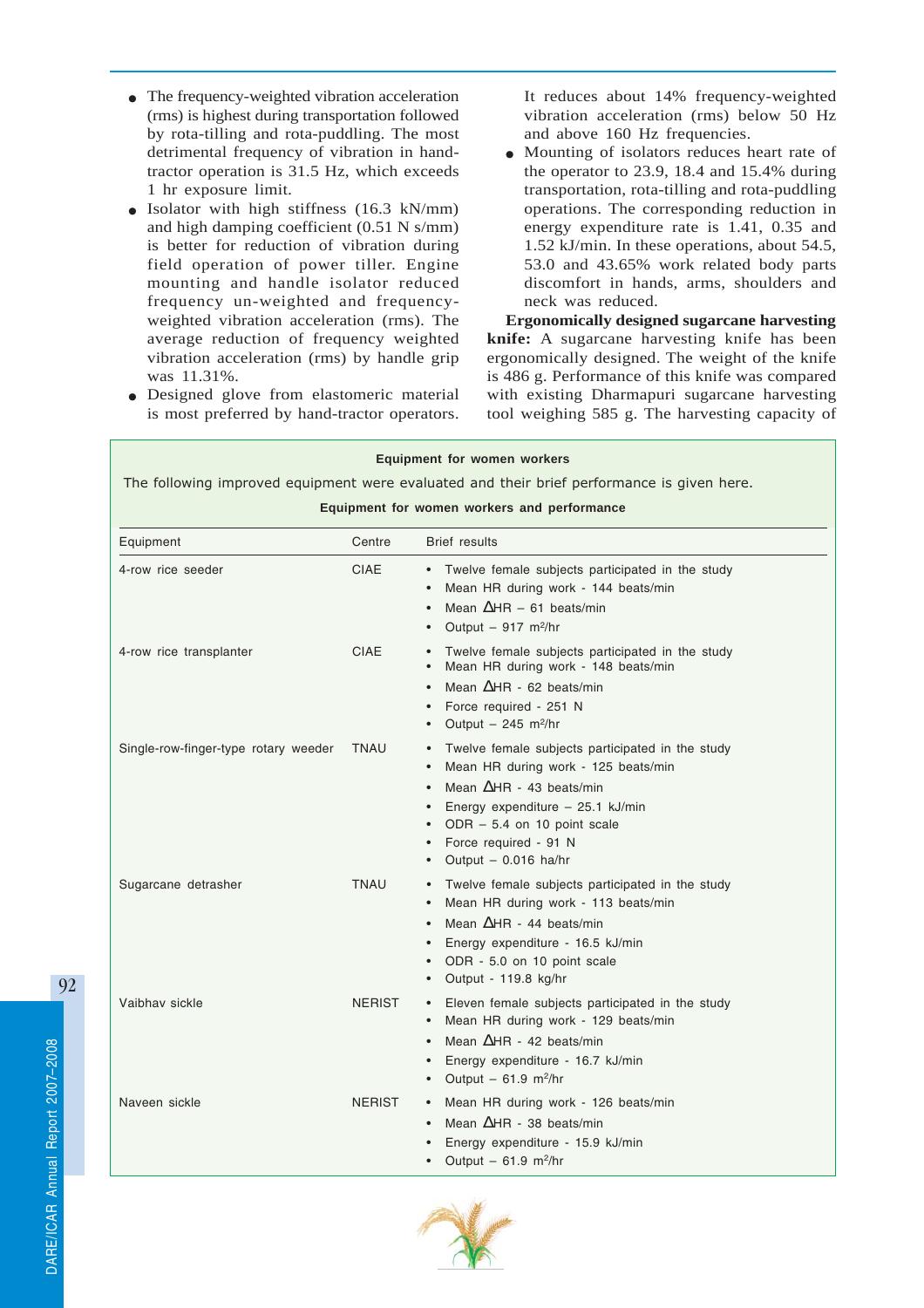- The frequency-weighted vibration acceleration (rms) is highest during transportation followed by rota-tilling and rota-puddling. The most detrimental frequency of vibration in hand-tractor operation is 31.5 Hz, which exceeds 1 hr exposure limit.
- Isolator with high stiffness (16.3 kN/mm) and high damping coefficient (0.51 N s/mm) is better for reduction of vibration during field operation of power tiller. Engine mounting and handle isolator reduced frequency un-weighted and frequency-weighted vibration acceleration (rms). The average reduction of frequency weighted vibration acceleration (rms) by handle grip was 11.31%.
- Designed glove from elastomeric material is most preferred by hand-tractor operators. It reduces about 14% frequency-weighted vibration acceleration (rms) below 50 Hz and above 160 Hz frequencies.
- Mounting of isolators reduces heart rate of the operator to 23.9, 18.4 and 15.4% during transportation, rota-tilling and rota-puddling operations. The corresponding reduction in energy expenditure rate is 1.41, 0.35 and 1.52 kJ/min. In these operations, about 54.5, 53.0 and 43.65% work related body parts discomfort in hands, arms, shoulders and neck was reduced.

**Ergonomically designed sugarcane harvesting knife:** A sugarcane harvesting knife has been ergonomically designed. The weight of the knife is 486 g. Performance of this knife was compared with existing Dharmapuri sugarcane harvesting tool weighing 585 g. The harvesting capacity of

**Equipment for women workers**

The following improved equipment were evaluated and their brief performance is given here.

**Equipment for women workers and performance**

| Equipment | Centre | Brief results |
|---|---|---|
| 4-row rice seeder | CIAE | • Twelve female subjects participated in the study<br>• Mean HR during work - 144 beats/min<br>• Mean ΔHR – 61 beats/min<br>• Output – 917 $m^2$/hr |
| 4-row rice transplanter | CIAE | • Twelve female subjects participated in the study<br>• Mean HR during work - 148 beats/min<br>• Mean ΔHR - 62 beats/min<br>• Force required - 251 N<br>• Output – 245 $m^2$/hr |
| Single-row-finger-type rotary weeder | TNAU | • Twelve female subjects participated in the study<br>• Mean HR during work - 125 beats/min<br>• Mean ΔHR - 43 beats/min<br>• Energy expenditure – 25.1 kJ/min<br>• ODR – 5.4 on 10 point scale<br>• Force required - 91 N<br>• Output – 0.016 ha/hr |
| Sugarcane detrasher | TNAU | • Twelve female subjects participated in the study<br>• Mean HR during work - 113 beats/min<br>• Mean ΔHR - 44 beats/min<br>• Energy expenditure - 16.5 kJ/min<br>• ODR - 5.0 on 10 point scale<br>• Output - 119.8 kg/hr |
| Vaibhav sickle | NERIST | • Eleven female subjects participated in the study<br>• Mean HR during work - 129 beats/min<br>• Mean ΔHR - 42 beats/min<br>• Energy expenditure - 16.7 kJ/min<br>• Output – 61.9 $m^2$/hr |
| Naveen sickle | NERIST | • Mean HR during work - 126 beats/min<br>• Mean ΔHR - 38 beats/min<br>• Energy expenditure - 15.9 kJ/min<br>• Output – 61.9 $m^2$/hr |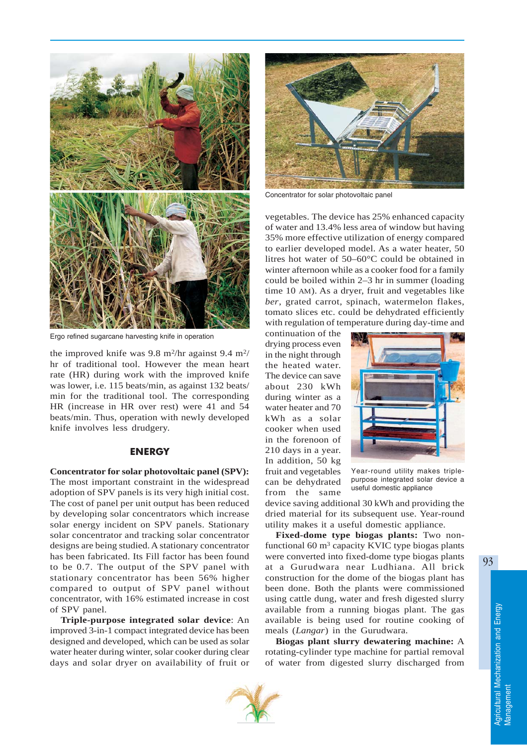Ergo refined sugarcane harvesting knife in operation

the improved knife was 9.8 $m^2$/hr against 9.4 $m^2$/hr of traditional tool. However the mean heart rate (HR) during work with the improved knife was lower, i.e. 115 beats/min, as against 132 beats/min for the traditional tool. The corresponding HR (increase in HR over rest) were 41 and 54 beats/min. Thus, operation with newly developed knife involves less drudgery.

## ENERGY

**Concentrator for solar photovoltaic panel (SPV):** The most important constraint in the widespread adoption of SPV panels is its very high initial cost. The cost of panel per unit output has been reduced by developing solar concentrators which increase solar energy incident on SPV panels. Stationary solar concentrator and tracking solar concentrator designs are being studied. A stationary concentrator has been fabricated. Its Fill factor has been found to be 0.7. The output of the SPV panel with stationary concentrator has been 56% higher compared to output of SPV panel without concentrator, with 16% estimated increase in cost of SPV panel.

Concentrator for solar photovoltaic panel

**Triple-purpose integrated solar device**: An improved 3-in-1 compact integrated device has been designed and developed, which can be used as solar water heater during winter, solar cooker during clear days and solar dryer on availability of fruit or vegetables. The device has 25% enhanced capacity of water and 13.4% less area of window but having 35% more effective utilization of energy compared to earlier developed model. As a water heater, 50 litres hot water of 50–60°C could be obtained in winter afternoon while as a cooker food for a family could be boiled within 2–3 hr in summer (loading time 10 AM). As a dryer, fruit and vegetables like *ber*, grated carrot, spinach, watermelon flakes, tomato slices etc. could be dehydrated efficiently with regulation of temperature during day-time and continuation of the drying process even in the night through the heated water. The device can save about 230 kWh during winter as a water heater and 70 kWh as a solar cooker when used in the forenoon of 210 days in a year. In addition, 50 kg fruit and vegetables can be dehydrated from the same device saving additional 30 kWh and providing the dried material for its subsequent use. Year-round utility makes it a useful domestic appliance.

Year-round utility makes triple-purpose integrated solar device a useful domestic appliance

**Fixed-dome type biogas plants:** Two non-functional 60 $m^3$ capacity KVIC type biogas plants were converted into fixed-dome type biogas plants at a Gurudwara near Ludhiana. All brick construction for the dome of the biogas plant has been done. Both the plants were commissioned using cattle dung, water and fresh digested slurry available from a running biogas plant. The gas available is being used for routine cooking of meals (*Langar*) in the Gurudwara.

**Biogas plant slurry dewatering machine:** A rotating-cylinder type machine for partial removal of water from digested slurry discharged from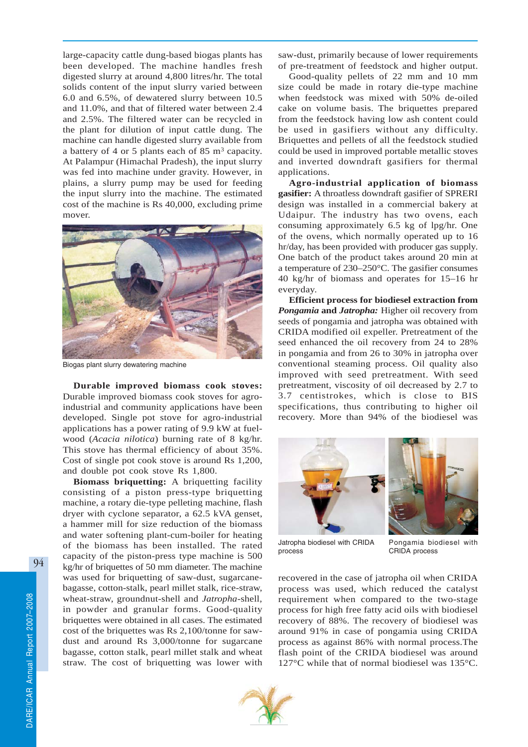large-capacity cattle dung-based biogas plants has been developed. The machine handles fresh digested slurry at around 4,800 litres/hr. The total solids content of the input slurry varied between 6.0 and 6.5%, of dewatered slurry between 10.5 and 11.0%, and that of filtered water between 2.4 and 2.5%. The filtered water can be recycled in the plant for dilution of input cattle dung. The machine can handle digested slurry available from a battery of 4 or 5 plants each of 85 $m^3$ capacity. At Palampur (Himachal Pradesh), the input slurry was fed into machine under gravity. However, in plains, a slurry pump may be used for feeding the input slurry into the machine. The estimated cost of the machine is Rs 40,000, excluding prime mover.

Biogas plant slurry dewatering machine

**Durable improved biomass cook stoves:** Durable improved biomass cook stoves for agro-industrial and community applications have been developed. Single pot stove for agro-industrial applications has a power rating of 9.9 kW at fuel-wood (*Acacia nilotica*) burning rate of 8 kg/hr. This stove has thermal efficiency of about 35%. Cost of single pot cook stove is around Rs 1,200, and double pot cook stove Rs 1,800.

**Biomass briquetting:** A briquetting facility consisting of a piston press-type briquetting machine, a rotary die-type pelleting machine, flash dryer with cyclone separator, a 62.5 kVA genset, a hammer mill for size reduction of the biomass and water softening plant-cum-boiler for heating of the biomass has been installed. The rated capacity of the piston-press type machine is 500 kg/hr of briquettes of 50 mm diameter. The machine was used for briquetting of saw-dust, sugarcane-bagasse, cotton-stalk, pearl millet stalk, rice-straw, wheat-straw, groundnut-shell and *Jatropha*-shell, in powder and granular forms. Good-quality briquettes were obtained in all cases. The estimated cost of the briquettes was Rs 2,100/tonne for saw-dust and around Rs 3,000/tonne for sugarcane bagasse, cotton stalk, pearl millet stalk and wheat straw. The cost of briquetting was lower with saw-dust, primarily because of lower requirements of pre-treatment of feedstock and higher output.

Good-quality pellets of 22 mm and 10 mm size could be made in rotary die-type machine when feedstock was mixed with 50% de-oiled cake on volume basis. The briquettes prepared from the feedstock having low ash content could be used in gasifiers without any difficulty. Briquettes and pellets of all the feedstock studied could be used in improved portable metallic stoves and inverted downdraft gasifiers for thermal applications.

**Agro-industrial application of biomass gasifier:** A throatless downdraft gasifier of SPRERI design was installed in a commercial bakery at Udaipur. The industry has two ovens, each consuming approximately 6.5 kg of lpg/hr. One of the ovens, which normally operated up to 16 hr/day, has been provided with producer gas supply. One batch of the product takes around 20 min at a temperature of 230–250°C. The gasifier consumes 40 kg/hr of biomass and operates for 15–16 hr everyday.

**Efficient process for biodiesel extraction from *Pongamia* and *Jatropha*:** Higher oil recovery from seeds of pongamia and jatropha was obtained with CRIDA modified oil expeller. Pretreatment of the seed enhanced the oil recovery from 24 to 28% in pongamia and from 26 to 30% in jatropha over conventional steaming process. Oil quality also improved with seed pretreatment. With seed pretreatment, viscosity of oil decreased by 2.7 to 3.7 centistrokes, which is close to BIS specifications, thus contributing to higher oil recovery. More than 94% of the biodiesel was recovered in the case of jatropha oil when CRIDA process was used, which reduced the catalyst requirement when compared to the two-stage process for high free fatty acid oils with biodiesel recovery of 88%. The recovery of biodiesel was around 91% in case of pongamia using CRIDA process as against 86% with normal process.The flash point of the CRIDA biodiesel was around 127°C while that of normal biodiesel was 135°C.

Jatropha biodiesel with CRIDA process

Pongamia biodiesel with CRIDA process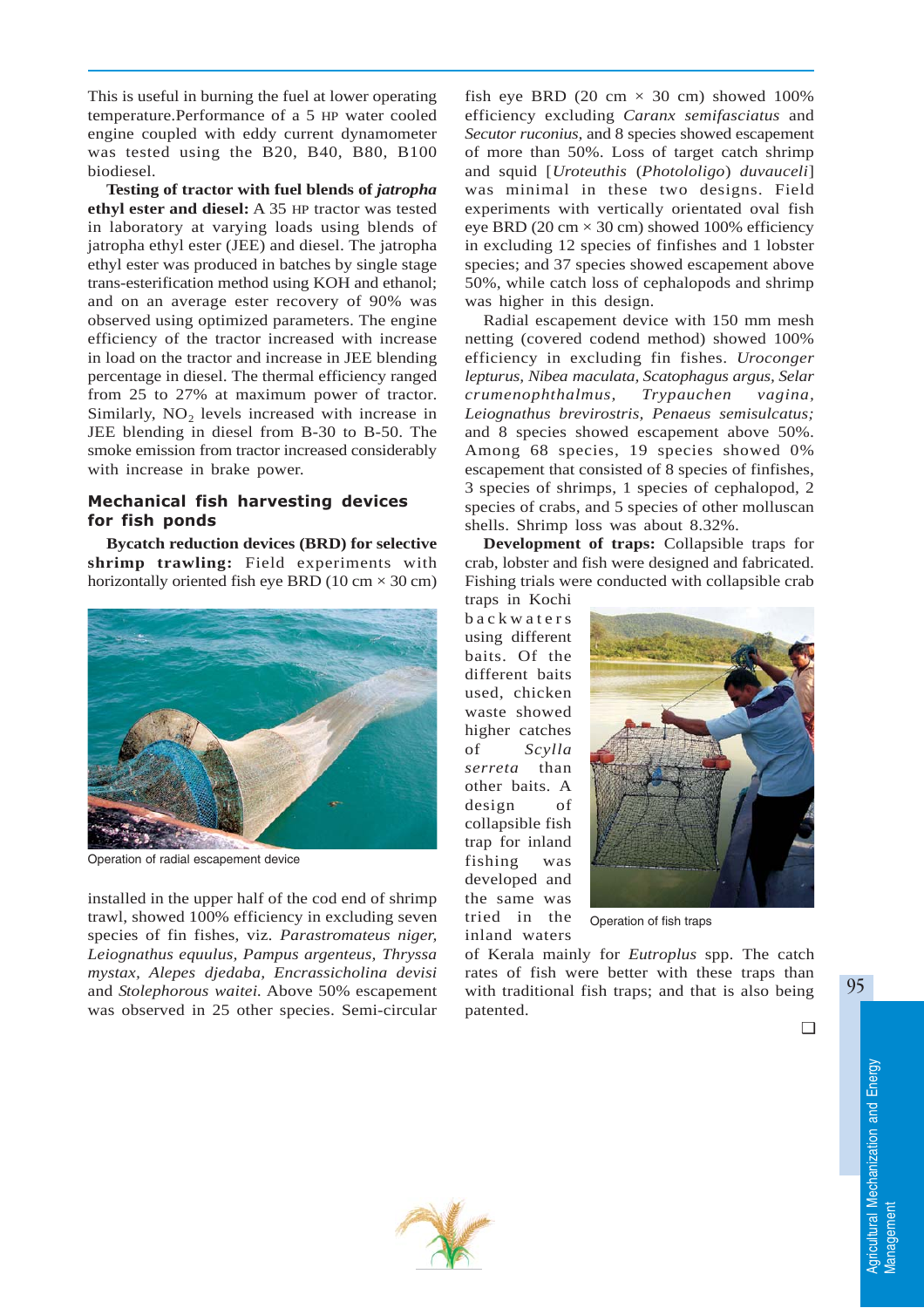This is useful in burning the fuel at lower operating temperature.Performance of a 5 HP water cooled engine coupled with eddy current dynamometer was tested using the B20, B40, B80, B100 biodiesel.

**Testing of tractor with fuel blends of *jatropha* ethyl ester and diesel:** A 35 HP tractor was tested in laboratory at varying loads using blends of jatropha ethyl ester (JEE) and diesel. The jatropha ethyl ester was produced in batches by single stage trans-esterification method using KOH and ethanol; and on an average ester recovery of 90% was observed using optimized parameters. The engine efficiency of the tractor increased with increase in load on the tractor and increase in JEE blending percentage in diesel. The thermal efficiency ranged from 25 to 27% at maximum power of tractor. Similarly, $NO_2$ levels increased with increase in JEE blending in diesel from B-30 to B-50. The smoke emission from tractor increased considerably with increase in brake power.

### Mechanical fish harvesting devices for fish ponds

**Bycatch reduction devices (BRD) for selective shrimp trawling:** Field experiments with horizontally oriented fish eye BRD (10 cm × 30 cm) installed in the upper half of the cod end of shrimp trawl, showed 100% efficiency in excluding seven species of fin fishes, viz. *Parastromateus niger, Leiognathus equulus, Pampus argenteus, Thryssa mystax, Alepes djedaba, Encrassicholina devisi* and *Stolephorous waitei.* Above 50% escapement was observed in 25 other species. Semi-circular fish eye BRD (20 cm × 30 cm) showed 100% efficiency excluding *Caranx semifasciatus* and *Secutor ruconius,* and 8 species showed escapement of more than 50%. Loss of target catch shrimp and squid [*Uroteuthis* (*Photololigo*) *duvauceli*] was minimal in these two designs. Field experiments with vertically orientated oval fish eye BRD (20 cm × 30 cm) showed 100% efficiency in excluding 12 species of finfishes and 1 lobster species; and 37 species showed escapement above 50%, while catch loss of cephalopods and shrimp was higher in this design.

Operation of radial escapement device

Radial escapement device with 150 mm mesh netting (covered codend method) showed 100% efficiency in excluding fin fishes. *Uroconger lepturus, Nibea maculata, Scatophagus argus, Selar crumenophthalmus, Trypauchen vagina, Leiognathus brevirostris, Penaeus semisulcatus;* and 8 species showed escapement above 50%. Among 68 species, 19 species showed 0% escapement that consisted of 8 species of finfishes, 3 species of shrimps, 1 species of cephalopod, 2 species of crabs, and 5 species of other molluscan shells. Shrimp loss was about 8.32%.

**Development of traps:** Collapsible traps for crab, lobster and fish were designed and fabricated. Fishing trials were conducted with collapsible crab traps in Kochi backwaters using different baits. Of the different baits used, chicken waste showed higher catches of *Scylla serreta* than other baits. A design of collapsible fish trap for inland fishing was developed and the same was tried in the inland waters of Kerala mainly for *Etroplus* spp. The catch rates of fish were better with these traps than with traditional fish traps; and that is also being patented.

Operation of fish traps